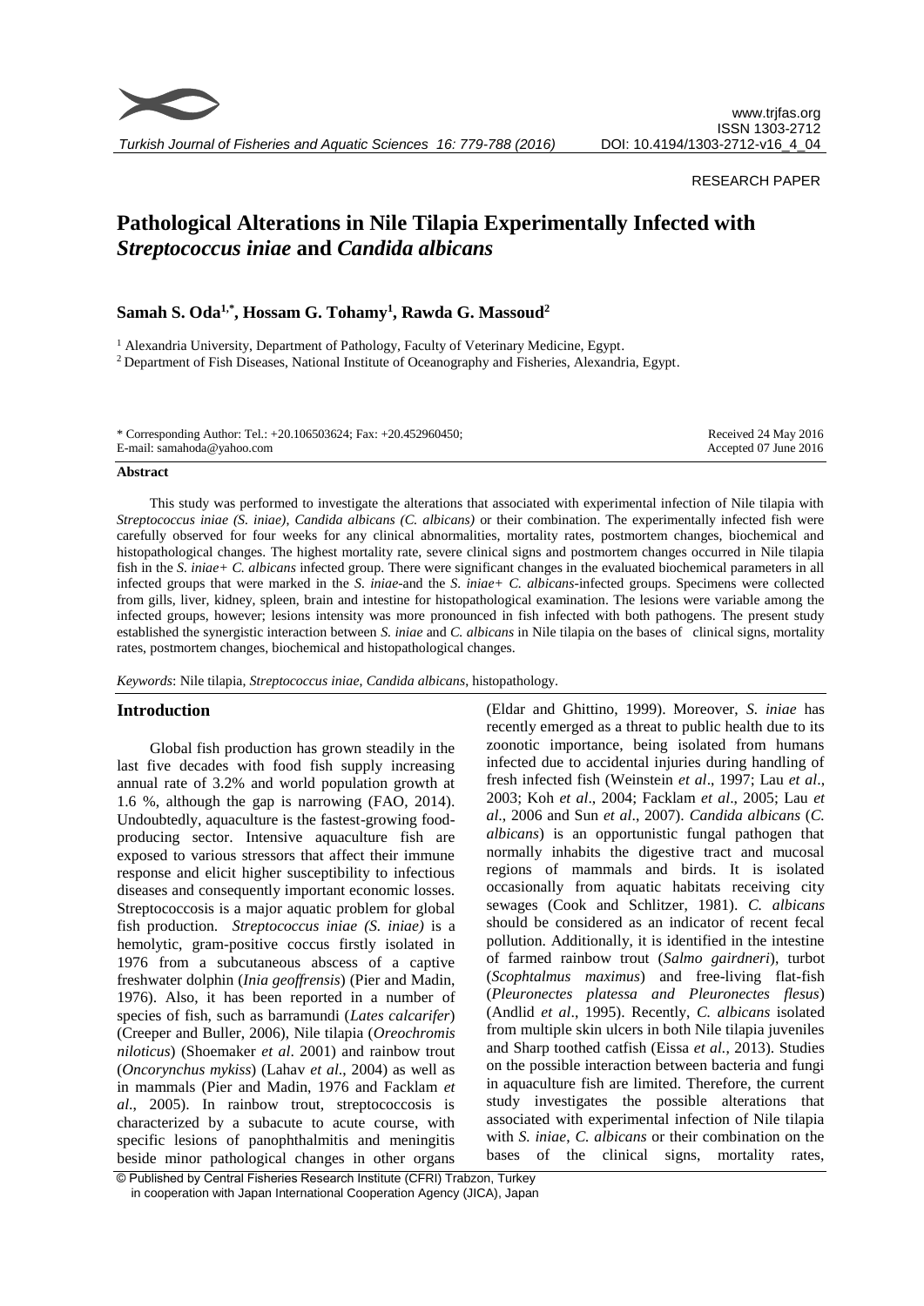RESEARCH PAPER

# Pathological Alterations in Nile Tilapia Experimentally Infected with *Streptococcus iniae* and *Candida albicans*

**Samah S. Oda[1,*], Hossam G. Tohamy[1], Rawda G. Massoud[2]**

[1] Alexandria University, Department of Pathology, Faculty of Veterinary Medicine, Egypt.
[2] Department of Fish Diseases, National Institute of Oceanography and Fisheries, Alexandria, Egypt.

\* Corresponding Author: Tel.: +20.106503624; Fax: +20.452960450;
E-mail: samahoda@yahoo.com

Received 24 May 2016
Accepted 07 June 2016

## Abstract

This study was performed to investigate the alterations that associated with experimental infection of Nile tilapia with *Streptococcus iniae (S. iniae)*, *Candida albicans (C. albicans)* or their combination. The experimentally infected fish were carefully observed for four weeks for any clinical abnormalities, mortality rates, postmortem changes, biochemical and histopathological changes. The highest mortality rate, severe clinical signs and postmortem changes occurred in Nile tilapia fish in the *S. iniae+ C. albicans* infected group. There were significant changes in the evaluated biochemical parameters in all infected groups that were marked in the *S. iniae*-and the *S. iniae+ C. albicans*-infected groups. Specimens were collected from gills, liver, kidney, spleen, brain and intestine for histopathological examination. The lesions were variable among the infected groups, however; lesions intensity was more pronounced in fish infected with both pathogens. The present study established the synergistic interaction between *S. iniae* and *C. albicans* in Nile tilapia on the bases of clinical signs, mortality rates, postmortem changes, biochemical and histopathological changes.

*Keywords*: Nile tilapia, *Streptococcus iniae*, *Candida albicans*, histopathology.

## Introduction

Global fish production has grown steadily in the last five decades with food fish supply increasing annual rate of 3.2% and world population growth at 1.6 %, although the gap is narrowing (FAO, 2014). Undoubtedly, aquaculture is the fastest-growing food-producing sector. Intensive aquaculture fish are exposed to various stressors that affect their immune response and elicit higher susceptibility to infectious diseases and consequently important economic losses. Streptococcosis is a major aquatic problem for global fish production. *Streptococcus iniae (S. iniae)* is a hemolytic, gram-positive coccus firstly isolated in 1976 from a subcutaneous abscess of a captive freshwater dolphin (*Inia geoffrensis*) (Pier and Madin, 1976). Also, it has been reported in a number of species of fish, such as barramundi (*Lates calcarifer*) (Creeper and Buller, 2006), Nile tilapia (*Oreochromis niloticus*) (Shoemaker *et al*. 2001) and rainbow trout (*Oncorynchus mykiss*) (Lahav *et al*., 2004) as well as in mammals (Pier and Madin, 1976 and Facklam *et al*., 2005). In rainbow trout, streptococcosis is characterized by a subacute to acute course, with specific lesions of panophthalmitis and meningitis beside minor pathological changes in other organs (Eldar and Ghittino, 1999). Moreover, *S. iniae* has recently emerged as a threat to public health due to its zoonotic importance, being isolated from humans infected due to accidental injuries during handling of fresh infected fish (Weinstein *et al*., 1997; Lau *et al*., 2003; Koh *et al*., 2004; Facklam *et al*., 2005; Lau *et al*., 2006 and Sun *et al*., 2007). *Candida albicans* (*C. albicans*) is an opportunistic fungal pathogen that normally inhabits the digestive tract and mucosal regions of mammals and birds. It is isolated occasionally from aquatic habitats receiving city sewages (Cook and Schlitzer, 1981). *C. albicans* should be considered as an indicator of recent fecal pollution. Additionally, it is identified in the intestine of farmed rainbow trout (*Salmo gairdneri*), turbot (*Scophtalmus maximus*) and free-living flat-fish (*Pleuronectes platessa and Pleuronectes flesus*) (Andlid *et al*., 1995). Recently, *C. albicans* isolated from multiple skin ulcers in both Nile tilapia juveniles and Sharp toothed catfish (Eissa *et al.*, 2013). Studies on the possible interaction between bacteria and fungi in aquaculture fish are limited. Therefore, the current study investigates the possible alterations that associated with experimental infection of Nile tilapia with *S. iniae*, *C. albicans* or their combination on the bases of the clinical signs, mortality rates,

© Published by Central Fisheries Research Institute (CFRI) Trabzon, Turkey in cooperation with Japan International Cooperation Agency (JICA), Japan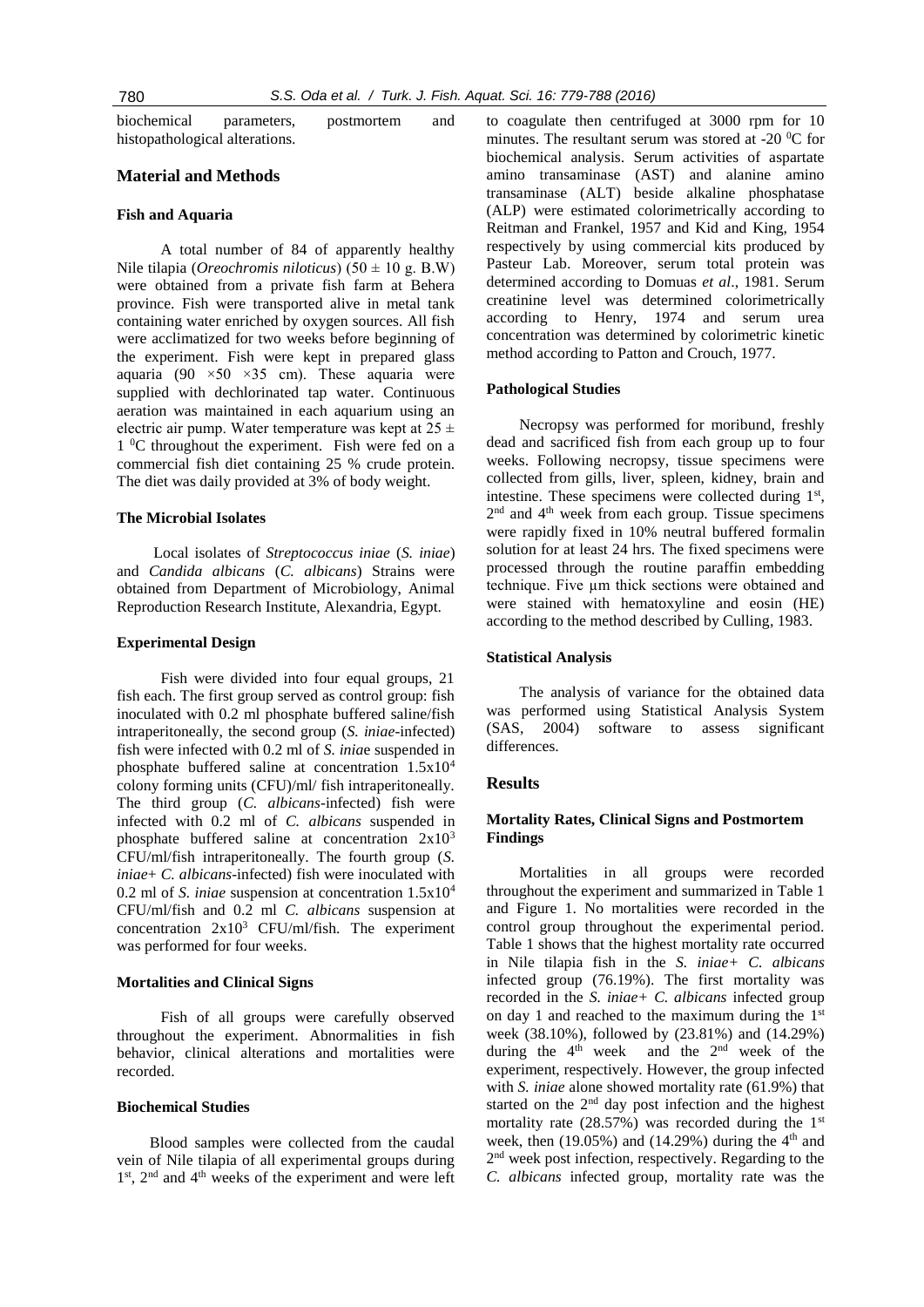biochemical parameters, postmortem and histopathological alterations.

## Material and Methods

### Fish and Aquaria

A total number of 84 of apparently healthy Nile tilapia (*Oreochromis niloticus*) (50 ± 10 g. B.W) were obtained from a private fish farm at Behera province. Fish were transported alive in metal tank containing water enriched by oxygen sources. All fish were acclimatized for two weeks before beginning of the experiment. Fish were kept in prepared glass aquaria (90 ×50 ×35 cm). These aquaria were supplied with dechlorinated tap water. Continuous aeration was maintained in each aquarium using an electric air pump. Water temperature was kept at 25 ± 1 $^0$C throughout the experiment. Fish were fed on a commercial fish diet containing 25 % crude protein. The diet was daily provided at 3% of body weight.

### The Microbial Isolates

Local isolates of *Streptococcus iniae* (*S. iniae*) and *Candida albicans* (*C. albicans*) Strains were obtained from Department of Microbiology, Animal Reproduction Research Institute, Alexandria, Egypt.

### Experimental Design

Fish were divided into four equal groups, 21 fish each. The first group served as control group: fish inoculated with 0.2 ml phosphate buffered saline/fish intraperitoneally, the second group (*S. iniae*-infected) fish were infected with 0.2 ml of *S. inia*e suspended in phosphate buffered saline at concentration $1.5x10^4$ colony forming units (CFU)/ml/ fish intraperitoneally. The third group (*C. albicans*-infected) fish were infected with 0.2 ml of *C. albicans* suspended in phosphate buffered saline at concentration $2x10^3$ CFU/ml/fish intraperitoneally. The fourth group (*S. iniae+ C. albicans*-infected) fish were inoculated with 0.2 ml of *S. iniae* suspension at concentration $1.5x10^4$ CFU/ml/fish and 0.2 ml *C. albicans* suspension at concentration $2x10^3$ CFU/ml/fish. The experiment was performed for four weeks.

### Mortalities and Clinical Signs

Fish of all groups were carefully observed throughout the experiment. Abnormalities in fish behavior, clinical alterations and mortalities were recorded.

### Biochemical Studies

Blood samples were collected from the caudal vein of Nile tilapia of all experimental groups during 1st, 2nd and 4th weeks of the experiment and were left to coagulate then centrifuged at 3000 rpm for 10 minutes. The resultant serum was stored at -20 $^0$C for biochemical analysis. Serum activities of aspartate amino transaminase (AST) and alanine amino transaminase (ALT) beside alkaline phosphatase (ALP) were estimated colorimetrically according to Reitman and Frankel, 1957 and Kid and King, 1954 respectively by using commercial kits produced by Pasteur Lab. Moreover, serum total protein was determined according to Domuas *et al*., 1981. Serum creatinine level was determined colorimetrically according to Henry, 1974 and serum urea concentration was determined by colorimetric kinetic method according to Patton and Crouch, 1977.

### Pathological Studies

Necropsy was performed for moribund, freshly dead and sacrificed fish from each group up to four weeks. Following necropsy, tissue specimens were collected from gills, liver, spleen, kidney, brain and intestine. These specimens were collected during 1st, 2nd and 4th week from each group. Tissue specimens were rapidly fixed in 10% neutral buffered formalin solution for at least 24 hrs. The fixed specimens were processed through the routine paraffin embedding technique. Five µm thick sections were obtained and were stained with hematoxyline and eosin (HE) according to the method described by Culling, 1983.

### Statistical Analysis

The analysis of variance for the obtained data was performed using Statistical Analysis System (SAS, 2004) software to assess significant differences.

## Results

### Mortality Rates, Clinical Signs and Postmortem Findings

Mortalities in all groups were recorded throughout the experiment and summarized in Table 1 and Figure 1. No mortalities were recorded in the control group throughout the experimental period. Table 1 shows that the highest mortality rate occurred in Nile tilapia fish in the *S. iniae+ C. albicans* infected group (76.19%). The first mortality was recorded in the *S. iniae+ C. albicans* infected group on day 1 and reached to the maximum during the 1st week (38.10%), followed by (23.81%) and (14.29%) during the 4th week and the 2nd week of the experiment, respectively. However, the group infected with *S. iniae* alone showed mortality rate (61.9%) that started on the 2nd day post infection and the highest mortality rate (28.57%) was recorded during the 1st week, then (19.05%) and (14.29%) during the 4th and 2nd week post infection, respectively. Regarding to the *C. albicans* infected group, mortality rate was the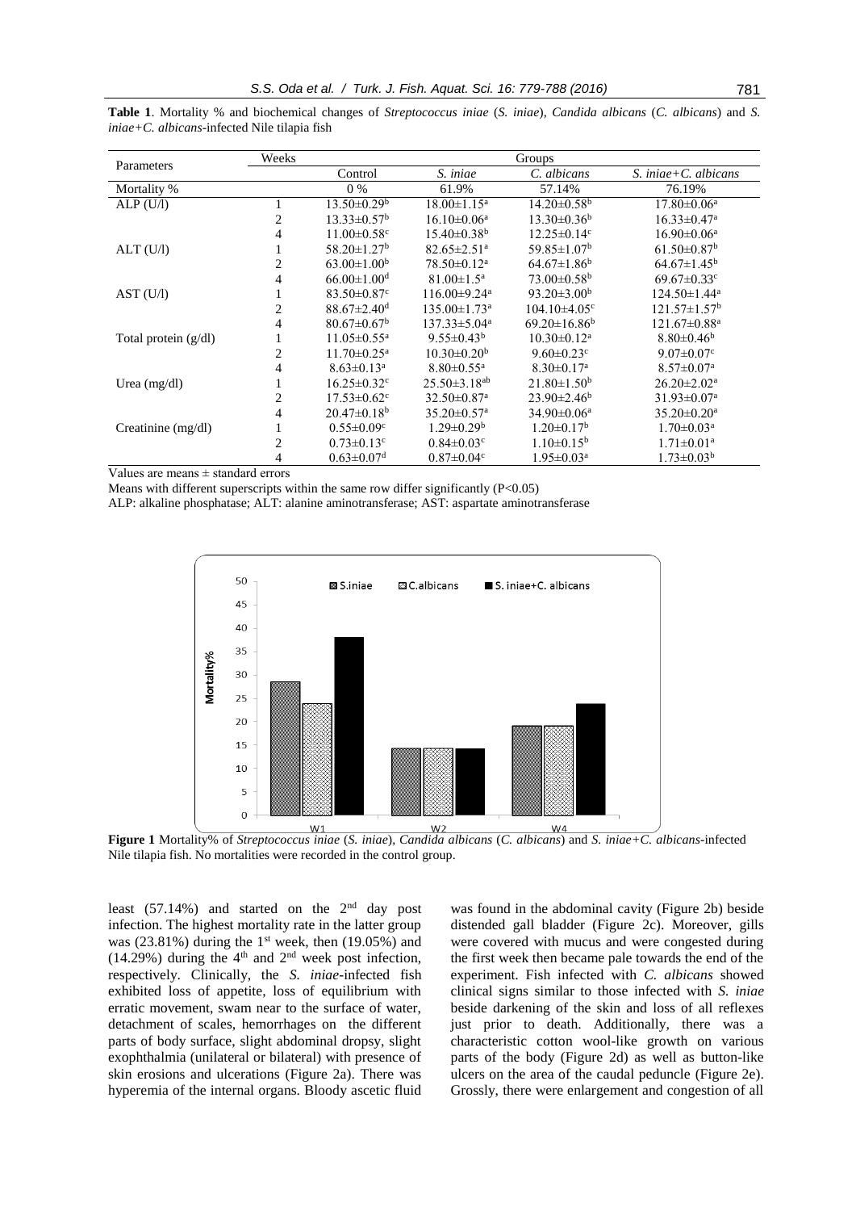**Table 1**. Mortality % and biochemical changes of *Streptococcus iniae* (*S. iniae*), *Candida albicans* (*C. albicans*) and *S. iniae+C. albicans*-infected Nile tilapia fish

| Parameters | Weeks | Groups | | | |
|---|---|---|---|---|---|
| | | Control | *S. iniae* | *C. albicans* | *S. iniae+C. albicans* |
| Mortality % | | 0 % | 61.9% | 57.14% | 76.19% |
| ALP (U/l) | 1 | 13.50±0.29[b] | 18.00±1.15[a] | 14.20±0.58[b] | 17.80±0.06[a] |
| | 2 | 13.33±0.57[b] | 16.10±0.06[a] | 13.30±0.36[b] | 16.33±0.47[a] |
| | 4 | 11.00±0.58[c] | 15.40±0.38[b] | 12.25±0.14[c] | 16.90±0.06[a] |
| ALT (U/l) | 1 | 58.20±1.27[b] | 82.65±2.51[a] | 59.85±1.07[b] | 61.50±0.87[b] |
| | 2 | 63.00±1.00[b] | 78.50±0.12[a] | 64.67±1.86[b] | 64.67±1.45[b] |
| | 4 | 66.00±1.00[d] | 81.00±1.5[a] | 73.00±0.58[b] | 69.67±0.33[c] |
| AST (U/l) | 1 | 83.50±0.87[c] | 116.00±9.24[a] | 93.20±3.00[b] | 124.50±1.44[a] |
| | 2 | 88.67±2.40[d] | 135.00±1.73[a] | 104.10±4.05[c] | 121.57±1.57[b] |
| | 4 | 80.67±0.67[b] | 137.33±5.04[a] | 69.20±16.86[b] | 121.67±0.88[a] |
| Total protein (g/dl) | 1 | 11.05±0.55[a] | 9.55±0.43[b] | 10.30±0.12[a] | 8.80±0.46[b] |
| | 2 | 11.70±0.25[a] | 10.30±0.20[b] | 9.60±0.23[c] | 9.07±0.07[c] |
| | 4 | 8.63±0.13[a] | 8.80±0.55[a] | 8.30±0.17[a] | 8.57±0.07[a] |
| Urea (mg/dl) | 1 | 16.25±0.32[c] | 25.50±3.18[ab] | 21.80±1.50[b] | 26.20±2.02[a] |
| | 2 | 17.53±0.62[c] | 32.50±0.87[a] | 23.90±2.46[b] | 31.93±0.07[a] |
| | 4 | 20.47±0.18[b] | 35.20±0.57[a] | 34.90±0.06[a] | 35.20±0.20[a] |
| Creatinine (mg/dl) | 1 | 0.55±0.09[c] | 1.29±0.29[b] | 1.20±0.17[b] | 1.70±0.03[a] |
| | 2 | 0.73±0.13[c] | 0.84±0.03[c] | 1.10±0.15[b] | 1.71±0.01[a] |
| | 4 | 0.63±0.07[d] | 0.87±0.04[c] | 1.95±0.03[a] | 1.73±0.03[b] |

Values are means ± standard errors

Means with different superscripts within the same row differ significantly (P<0.05)

ALP: alkaline phosphatase; ALT: alanine aminotransferase; AST: aspartate aminotransferase

**Figure 1** Mortality% of *Streptococcus iniae* (*S. iniae*), *Candida albicans* (*C. albicans*) and *S. iniae+C. albicans*-infected Nile tilapia fish. No mortalities were recorded in the control group.

least (57.14%) and started on the 2[nd] day post infection. The highest mortality rate in the latter group was (23.81%) during the 1[st] week, then (19.05%) and (14.29%) during the 4[th] and 2[nd] week post infection, respectively. Clinically, the *S. iniae*-infected fish exhibited loss of appetite, loss of equilibrium with erratic movement, swam near to the surface of water, detachment of scales, hemorrhages on the different parts of body surface, slight abdominal dropsy, slight exophthalmia (unilateral or bilateral) with presence of skin erosions and ulcerations (Figure 2a). There was hyperemia of the internal organs. Bloody ascetic fluid was found in the abdominal cavity (Figure 2b) beside distended gall bladder (Figure 2c). Moreover, gills were covered with mucus and were congested during the first week then became pale towards the end of the experiment. Fish infected with *C. albicans* showed clinical signs similar to those infected with *S. iniae* beside darkening of the skin and loss of all reflexes just prior to death. Additionally, there was a characteristic cotton wool-like growth on various parts of the body (Figure 2d) as well as button-like ulcers on the area of the caudal peduncle (Figure 2e). Grossly, there were enlargement and congestion of all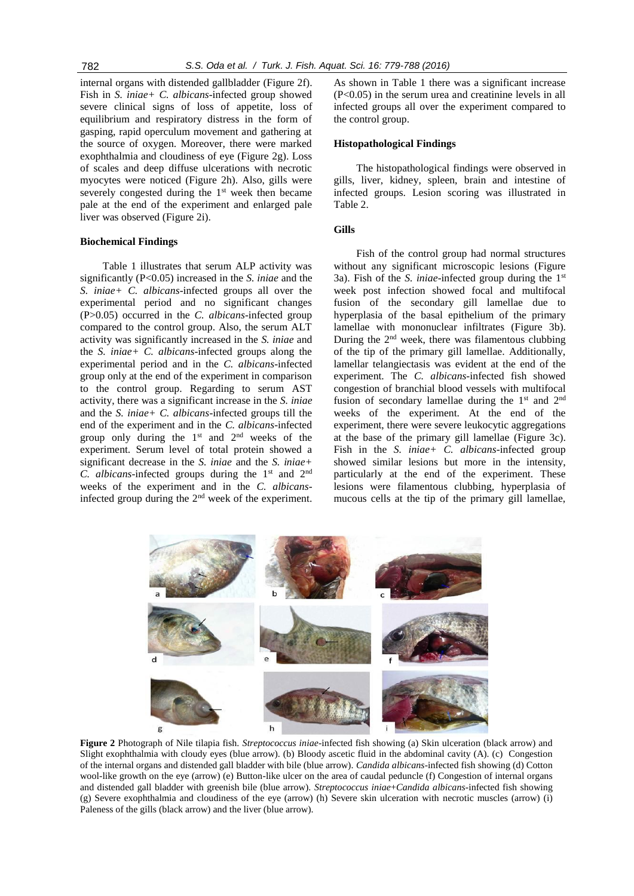internal organs with distended gallbladder (Figure 2f). Fish in *S. iniae+ C. albicans*-infected group showed severe clinical signs of loss of appetite, loss of equilibrium and respiratory distress in the form of gasping, rapid operculum movement and gathering at the source of oxygen. Moreover, there were marked exophthalmia and cloudiness of eye (Figure 2g). Loss of scales and deep diffuse ulcerations with necrotic myocytes were noticed (Figure 2h). Also, gills were severely congested during the 1st week then became pale at the end of the experiment and enlarged pale liver was observed (Figure 2i).

### Biochemical Findings

Table 1 illustrates that serum ALP activity was significantly ($P<0.05$) increased in the *S. iniae* and the *S. iniae+ C. albicans*-infected groups all over the experimental period and no significant changes ($P>0.05$) occurred in the *C. albicans*-infected group compared to the control group. Also, the serum ALT activity was significantly increased in the *S. iniae* and the *S. iniae+ C. albicans*-infected groups along the experimental period and in the *C. albicans*-infected group only at the end of the experiment in comparison to the control group. Regarding to serum AST activity, there was a significant increase in the *S. iniae* and the *S. iniae+ C. albicans*-infected groups till the end of the experiment and in the *C. albicans*-infected group only during the 1st and 2nd weeks of the experiment. Serum level of total protein showed a significant decrease in the *S. iniae* and the *S. iniae+ C. albicans*-infected groups during the 1st and 2nd weeks of the experiment and in the *C. albicans*-infected group during the 2nd week of the experiment. As shown in Table 1 there was a significant increase ($P<0.05$) in the serum urea and creatinine levels in all infected groups all over the experiment compared to the control group.

### Histopathological Findings

The histopathological findings were observed in gills, liver, kidney, spleen, brain and intestine of infected groups. Lesion scoring was illustrated in Table 2.

### Gills

Fish of the control group had normal structures without any significant microscopic lesions (Figure 3a). Fish of the *S. iniae*-infected group during the 1st week post infection showed focal and multifocal fusion of the secondary gill lamellae due to hyperplasia of the basal epithelium of the primary lamellae with mononuclear infiltrates (Figure 3b). During the 2nd week, there was filamentous clubbing of the tip of the primary gill lamellae. Additionally, lamellar telangiectasis was evident at the end of the experiment. The *C. albicans*-infected fish showed congestion of branchial blood vessels with multifocal fusion of secondary lamellae during the 1st and 2nd weeks of the experiment. At the end of the experiment, there were severe leukocytic aggregations at the base of the primary gill lamellae (Figure 3c). Fish in the *S. iniae+ C. albicans*-infected group showed similar lesions but more in the intensity, particularly at the end of the experiment. These lesions were filamentous clubbing, hyperplasia of mucous cells at the tip of the primary gill lamellae,

**Figure 2** Photograph of Nile tilapia fish. *Streptococcus iniae*-infected fish showing (a) Skin ulceration (black arrow) and Slight exophthalmia with cloudy eyes (blue arrow). (b) Bloody ascetic fluid in the abdominal cavity (A). (c) Congestion of the internal organs and distended gall bladder with bile (blue arrow). *Candida albicans*-infected fish showing (d) Cotton wool-like growth on the eye (arrow) (e) Button-like ulcer on the area of caudal peduncle (f) Congestion of internal organs and distended gall bladder with greenish bile (blue arrow). *Streptococcus iniae+Candida albicans*-infected fish showing (g) Severe exophthalmia and cloudiness of the eye (arrow) (h) Severe skin ulceration with necrotic muscles (arrow) (i) Paleness of the gills (black arrow) and the liver (blue arrow).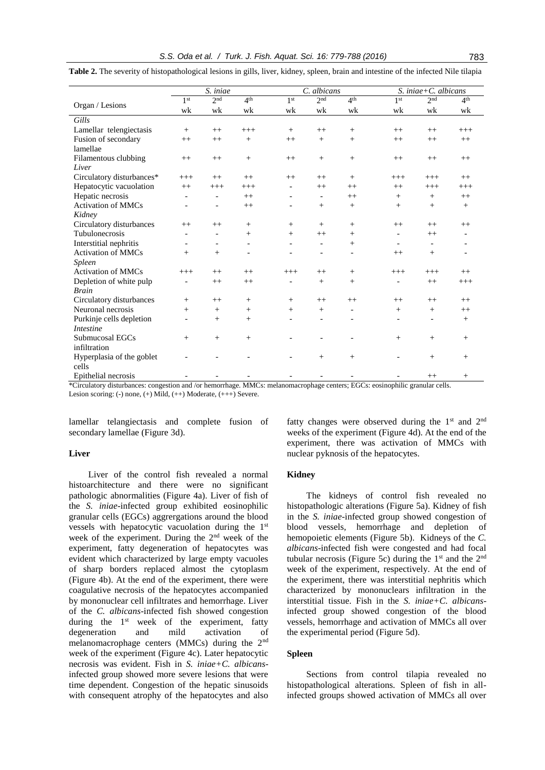**Table 2.** The severity of histopathological lesions in gills, liver, kidney, spleen, brain and intestine of the infected Nile tilapia

| Organ / Lesions | *S. iniae* | | | *C. albicans* | | | *S. iniae+C. albicans* | | |
|---|---|---|---|---|---|---|---|---|---|
| | 1st wk | 2nd wk | 4th wk | 1st wk | 2nd wk | 4th wk | 1st wk | 2nd wk | 4th wk |
| *Gills* | | | | | | | | | |
| Lamellar telengiectasis | + | ++ | +++ | + | ++ | + | ++ | ++ | +++ |
| Fusion of secondary lamellae | ++ | ++ | + | ++ | + | + | ++ | ++ | ++ |
| Filamentous clubbing | ++ | ++ | + | ++ | + | + | ++ | ++ | ++ |
| *Liver* | | | | | | | | | |
| Circulatory disturbances* | +++ | ++ | ++ | ++ | ++ | + | +++ | +++ | ++ |
| Hepatocytic vacuolation | ++ | +++ | +++ | - | ++ | ++ | ++ | +++ | +++ |
| Hepatic necrosis | - | - | ++ | - | - | ++ | + | + | ++ |
| Activation of MMCs | - | - | ++ | - | + | + | + | + | + |
| *Kidney* | | | | | | | | | |
| Circulatory disturbances | ++ | ++ | + | + | + | + | ++ | ++ | ++ |
| Tubulonecrosis | - | - | + | + | ++ | + | - | ++ | - |
| Interstitial nephritis | - | - | - | - | - | + | - | - | - |
| Activation of MMCs | + | + | - | - | - | - | ++ | + | - |
| *Spleen* | | | | | | | | | |
| Activation of MMCs | +++ | ++ | ++ | +++ | ++ | + | +++ | +++ | ++ |
| Depletion of white pulp | - | ++ | ++ | - | + | + | - | ++ | +++ |
| *Brain* | | | | | | | | | |
| Circulatory disturbances | + | ++ | + | + | ++ | ++ | ++ | ++ | ++ |
| Neuronal necrosis | + | + | + | + | + | - | + | + | ++ |
| Purkinje cells depletion | - | + | + | - | - | - | - | - | + |
| *Intestine* | | | | | | | | | |
| Submucosal EGCs infiltration | + | + | + | - | - | - | + | + | + |
| Hyperplasia of the goblet cells | - | - | - | - | + | + | - | + | + |
| Epithelial necrosis | - | - | - | - | - | - | - | ++ | + |

*Circulatory disturbances: congestion and /or hemorrhage. MMCs: melanomacrophage centers; EGCs: eosinophilic granular cells.
Lesion scoring: (-) none, (+) Mild, (++) Moderate, (+++) Severe.

lamellar telangiectasis and complete fusion of secondary lamellae (Figure 3d).

### Liver

Liver of the control fish revealed a normal histoarchitecture and there were no significant pathologic abnormalities (Figure 4a). Liver of fish of the *S. iniae*-infected group exhibited eosinophilic granular cells (EGCs) aggrergations around the blood vessels with hepatocytic vacuolation during the 1st week of the experiment. During the 2nd week of the experiment, fatty degeneration of hepatocytes was evident which characterized by large empty vacuoles of sharp borders replaced almost the cytoplasm (Figure 4b). At the end of the experiment, there were coagulative necrosis of the hepatocytes accompanied by mononuclear cell infiltrates and hemorrhage. Liver of the *C. albicans*-infected fish showed congestion during the 1st week of the experiment, fatty degeneration and mild activation of melanomacrophage centers (MMCs) during the 2nd week of the experiment (Figure 4c). Later hepatocytic necrosis was evident. Fish in *S. iniae+C. albicans*-infected group showed more severe lesions that were time dependent. Congestion of the hepatic sinusoids with consequent atrophy of the hepatocytes and also fatty changes were observed during the 1st and 2nd weeks of the experiment (Figure 4d). At the end of the experiment, there was activation of MMCs with nuclear pyknosis of the hepatocytes.

### Kidney

The kidneys of control fish revealed no histopathologic alterations (Figure 5a). Kidney of fish in the *S. iniae*-infected group showed congestion of blood vessels, hemorrhage and depletion of hemopoietic elements (Figure 5b). Kidneys of the *C. albicans*-infected fish were congested and had focal tubular necrosis (Figure 5c) during the 1st and the 2nd week of the experiment, respectively. At the end of the experiment, there was interstitial nephritis which characterized by mononuclears infiltration in the interstitial tissue. Fish in the *S. iniae+C. albicans*-infected group showed congestion of the blood vessels, hemorrhage and activation of MMCs all over the experimental period (Figure 5d).

### Spleen

Sections from control tilapia revealed no histopathological alterations. Spleen of fish in all-infected groups showed activation of MMCs all over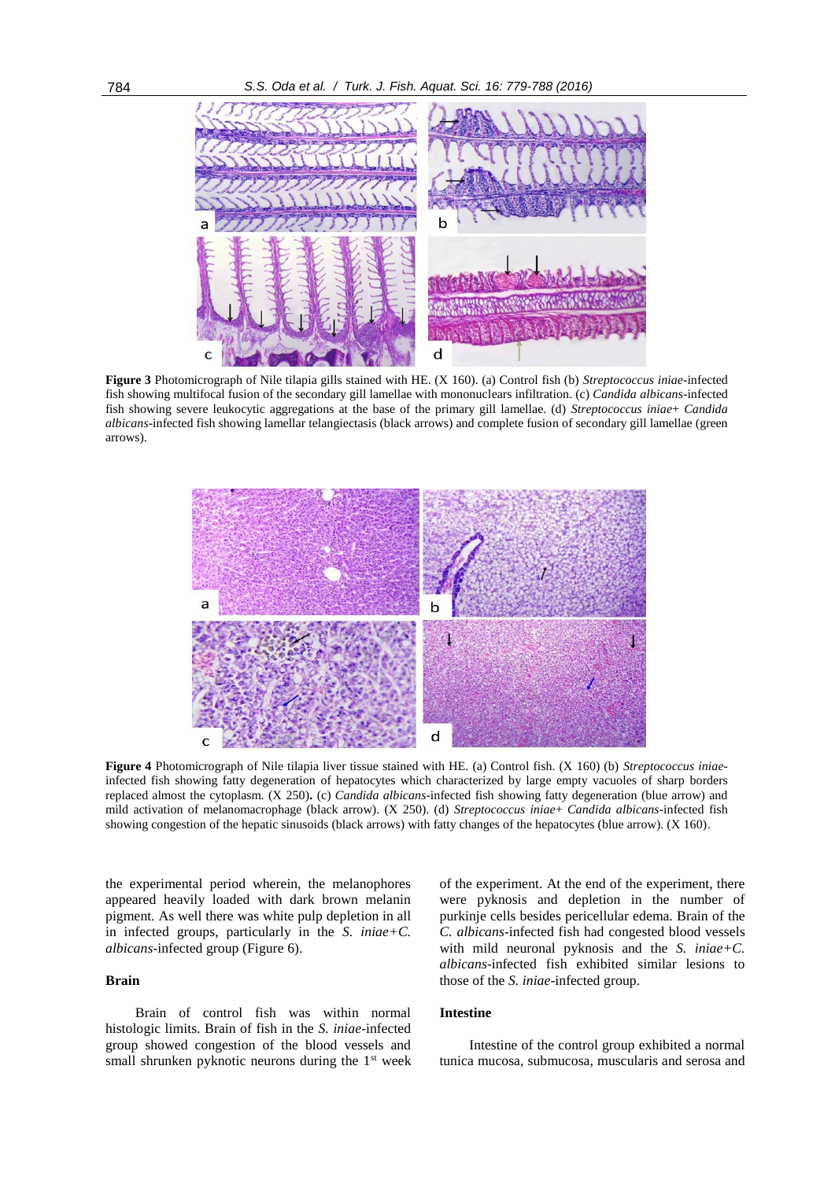**Figure 3** Photomicrograph of Nile tilapia gills stained with HE. (X 160). (a) Control fish (b) *Streptococcus iniae*-infected fish showing multifocal fusion of the secondary gill lamellae with mononuclears infiltration. (c) *Candida albicans*-infected fish showing severe leukocytic aggregations at the base of the primary gill lamellae. (d) *Streptococcus iniae+ Candida albicans*-infected fish showing lamellar telangiectasis (black arrows) and complete fusion of secondary gill lamellae (green arrows).

**Figure 4** Photomicrograph of Nile tilapia liver tissue stained with HE. (a) Control fish. (X 160) (b) *Streptococcus iniae*-infected fish showing fatty degeneration of hepatocytes which characterized by large empty vacuoles of sharp borders replaced almost the cytoplasm. (X 250). (c) *Candida albicans*-infected fish showing fatty degeneration (blue arrow) and mild activation of melanomacrophage (black arrow). (X 250). (d) *Streptococcus iniae+ Candida albicans*-infected fish showing congestion of the hepatic sinusoids (black arrows) with fatty changes of the hepatocytes (blue arrow). (X 160).

the experimental period wherein, the melanophores appeared heavily loaded with dark brown melanin pigment. As well there was white pulp depletion in all in infected groups, particularly in the *S. iniae+C. albicans*-infected group (Figure 6).

## Brain

Brain of control fish was within normal histologic limits. Brain of fish in the *S. iniae*-infected group showed congestion of the blood vessels and small shrunken pyknotic neurons during the 1st week of the experiment. At the end of the experiment, there were pyknosis and depletion in the number of purkinje cells besides pericellular edema. Brain of the *C. albicans*-infected fish had congested blood vessels with mild neuronal pyknosis and the *S. iniae+C. albicans*-infected fish exhibited similar lesions to those of the *S. iniae*-infected group.

## Intestine

Intestine of the control group exhibited a normal tunica mucosa, submucosa, muscularis and serosa and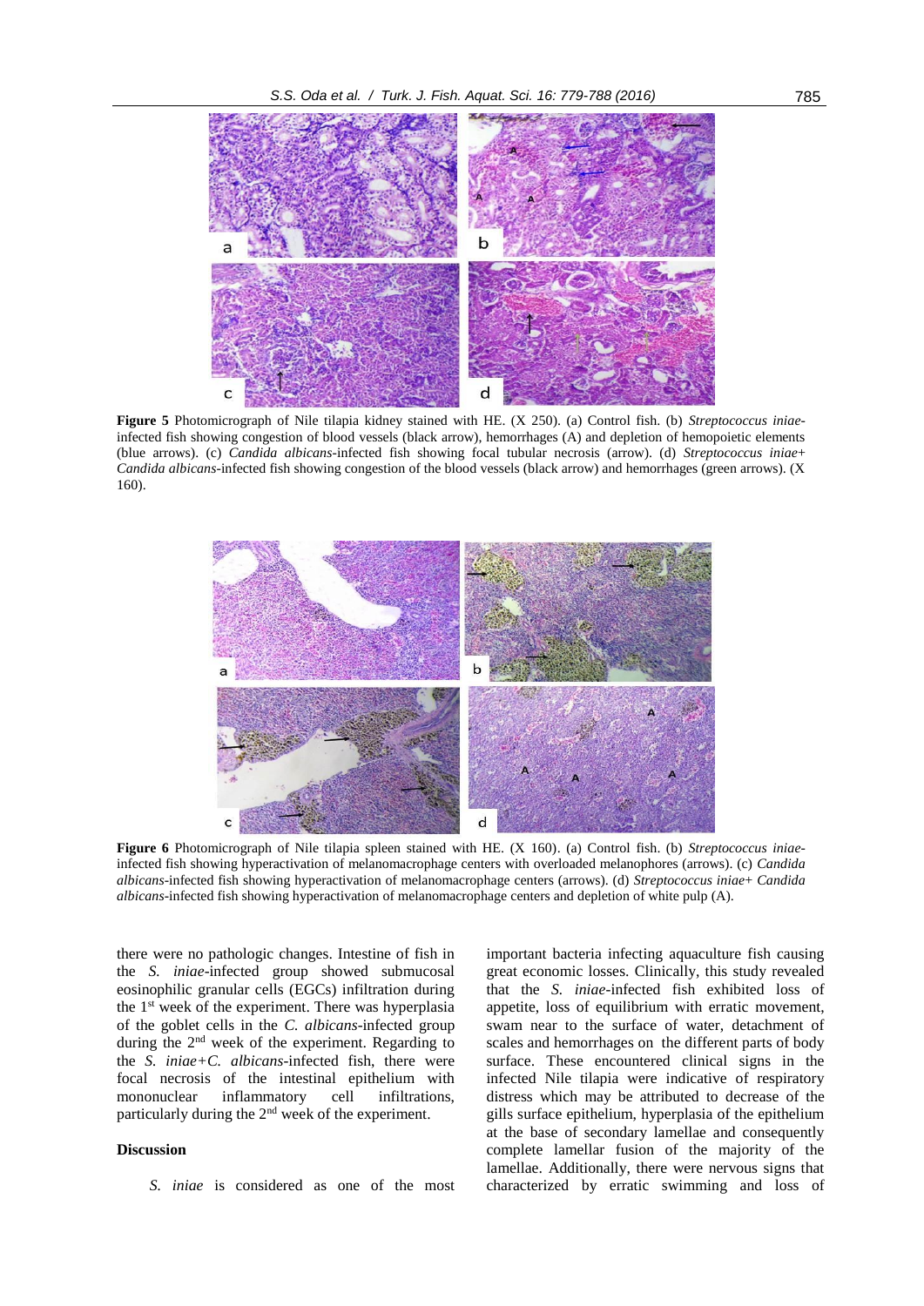**Figure 5** Photomicrograph of Nile tilapia kidney stained with HE. (X 250). (a) Control fish. (b) *Streptococcus iniae*-infected fish showing congestion of blood vessels (black arrow), hemorrhages (A) and depletion of hemopoietic elements (blue arrows). (c) *Candida albicans*-infected fish showing focal tubular necrosis (arrow). (d) *Streptococcus iniae*+ *Candida albicans*-infected fish showing congestion of the blood vessels (black arrow) and hemorrhages (green arrows). (X 160).

**Figure 6** Photomicrograph of Nile tilapia spleen stained with HE. (X 160). (a) Control fish. (b) *Streptococcus iniae*-infected fish showing hyperactivation of melanomacrophage centers with overloaded melanophores (arrows). (c) *Candida albicans*-infected fish showing hyperactivation of melanomacrophage centers (arrows). (d) *Streptococcus iniae*+ *Candida albicans*-infected fish showing hyperactivation of melanomacrophage centers and depletion of white pulp (A).

there were no pathologic changes. Intestine of fish in the *S. iniae*-infected group showed submucosal eosinophilic granular cells (EGCs) infiltration during the 1st week of the experiment. There was hyperplasia of the goblet cells in the *C. albicans*-infected group during the 2nd week of the experiment. Regarding to the *S. iniae+C. albicans*-infected fish, there were focal necrosis of the intestinal epithelium with mononuclear inflammatory cell infiltrations, particularly during the 2nd week of the experiment.

## Discussion

*S. iniae* is considered as one of the most important bacteria infecting aquaculture fish causing great economic losses. Clinically, this study revealed that the *S. iniae*-infected fish exhibited loss of appetite, loss of equilibrium with erratic movement, swam near to the surface of water, detachment of scales and hemorrhages on the different parts of body surface. These encountered clinical signs in the infected Nile tilapia were indicative of respiratory distress which may be attributed to decrease of the gills surface epithelium, hyperplasia of the epithelium at the base of secondary lamellae and consequently complete lamellar fusion of the majority of the lamellae. Additionally, there were nervous signs that characterized by erratic swimming and loss of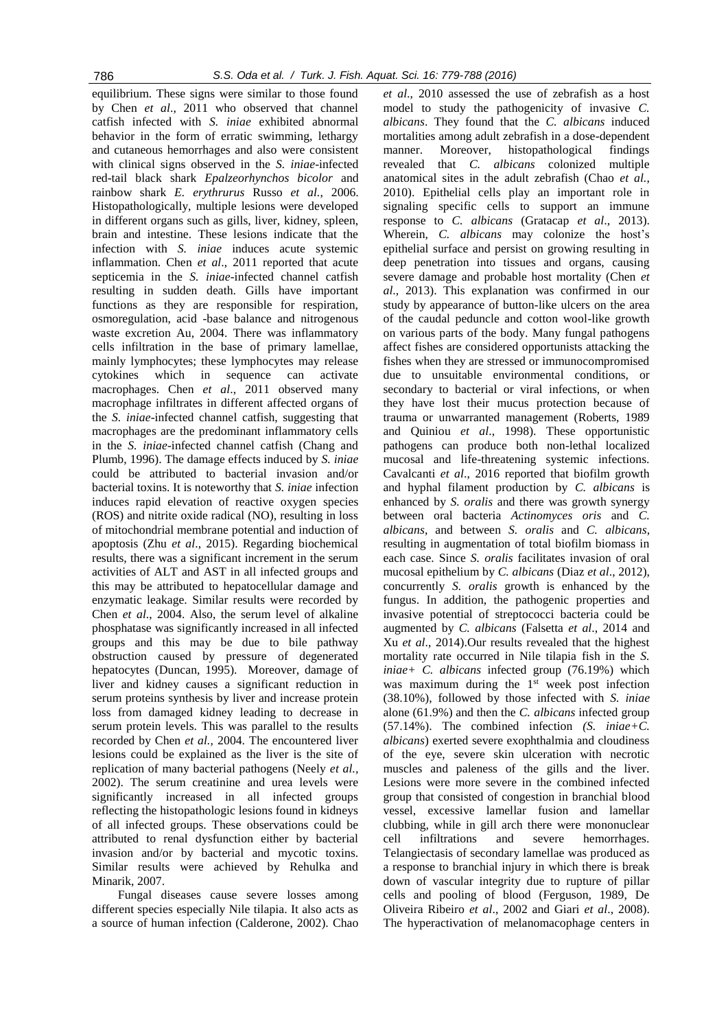equilibrium. These signs were similar to those found by Chen *et al*., 2011 who observed that channel catfish infected with *S. iniae* exhibited abnormal behavior in the form of erratic swimming, lethargy and cutaneous hemorrhages and also were consistent with clinical signs observed in the *S. iniae*-infected red-tail black shark *Epalzeorhynchos bicolor* and rainbow shark *E. erythrurus* Russo *et al.*, 2006. Histopathologically, multiple lesions were developed in different organs such as gills, liver, kidney, spleen, brain and intestine. These lesions indicate that the infection with *S. iniae* induces acute systemic inflammation. Chen *et al*., 2011 reported that acute septicemia in the *S. iniae*-infected channel catfish resulting in sudden death. Gills have important functions as they are responsible for respiration, osmoregulation, acid -base balance and nitrogenous waste excretion Au, 2004. There was inflammatory cells infiltration in the base of primary lamellae, mainly lymphocytes; these lymphocytes may release cytokines which in sequence can activate macrophages. Chen *et al*., 2011 observed many macrophage infiltrates in different affected organs of the *S. iniae*-infected channel catfish, suggesting that macrophages are the predominant inflammatory cells in the *S. iniae*-infected channel catfish (Chang and Plumb, 1996). The damage effects induced by *S. iniae* could be attributed to bacterial invasion and/or bacterial toxins. It is noteworthy that *S. iniae* infection induces rapid elevation of reactive oxygen species (ROS) and nitrite oxide radical (NO), resulting in loss of mitochondrial membrane potential and induction of apoptosis (Zhu *et al*., 2015). Regarding biochemical results, there was a significant increment in the serum activities of ALT and AST in all infected groups and this may be attributed to hepatocellular damage and enzymatic leakage. Similar results were recorded by Chen *et al*., 2004. Also, the serum level of alkaline phosphatase was significantly increased in all infected groups and this may be due to bile pathway obstruction caused by pressure of degenerated hepatocytes (Duncan, 1995). Moreover, damage of liver and kidney causes a significant reduction in serum proteins synthesis by liver and increase protein loss from damaged kidney leading to decrease in serum protein levels. This was parallel to the results recorded by Chen *et al.,* 2004. The encountered liver lesions could be explained as the liver is the site of replication of many bacterial pathogens (Neely *et al.,* 2002). The serum creatinine and urea levels were significantly increased in all infected groups reflecting the histopathologic lesions found in kidneys of all infected groups. These observations could be attributed to renal dysfunction either by bacterial invasion and/or by bacterial and mycotic toxins. Similar results were achieved by Rehulka and Minarik, 2007.

Fungal diseases cause severe losses among different species especially Nile tilapia. It also acts as a source of human infection (Calderone, 2002). Chao *et al*., 2010 assessed the use of zebrafish as a host model to study the pathogenicity of invasive *C. albicans*. They found that the *C. albicans* induced mortalities among adult zebrafish in a dose-dependent manner. Moreover, histopathological findings revealed that *C. albicans* colonized multiple anatomical sites in the adult zebrafish (Chao *et al.*, 2010). Epithelial cells play an important role in signaling specific cells to support an immune response to *C. albicans* (Gratacap *et al*., 2013). Wherein, *C. albicans* may colonize the host's epithelial surface and persist on growing resulting in deep penetration into tissues and organs, causing severe damage and probable host mortality (Chen *et al*., 2013). This explanation was confirmed in our study by appearance of button-like ulcers on the area of the caudal peduncle and cotton wool-like growth on various parts of the body. Many fungal pathogens affect fishes are considered opportunists attacking the fishes when they are stressed or immunocompromised due to unsuitable environmental conditions, or secondary to bacterial or viral infections, or when they have lost their mucus protection because of trauma or unwarranted management (Roberts, 1989 and Quiniou *et al*., 1998). These opportunistic pathogens can produce both non-lethal localized mucosal and life-threatening systemic infections. Cavalcanti *et al*., 2016 reported that biofilm growth and hyphal filament production by *C. albicans* is enhanced by *S. oralis* and there was growth synergy between oral bacteria *Actinomyces oris* and *C. albicans*, and between *S. oralis* and *C. albicans*, resulting in augmentation of total biofilm biomass in each case. Since *S. oralis* facilitates invasion of oral mucosal epithelium by *C. albicans* (Diaz *et al*., 2012), concurrently *S. oralis* growth is enhanced by the fungus. In addition, the pathogenic properties and invasive potential of streptococci bacteria could be augmented by *C. albicans* (Falsetta *et al*., 2014 and Xu *et al*., 2014).Our results revealed that the highest mortality rate occurred in Nile tilapia fish in the *S. iniae+ C. albicans* infected group (76.19%) which was maximum during the 1st week post infection (38.10%), followed by those infected with *S. iniae* alone (61.9%) and then the *C. albicans* infected group (57.14%). The combined infection *(S. iniae+C. albicans*) exerted severe exophthalmia and cloudiness of the eye, severe skin ulceration with necrotic muscles and paleness of the gills and the liver. Lesions were more severe in the combined infected group that consisted of congestion in branchial blood vessel, excessive lamellar fusion and lamellar clubbing, while in gill arch there were mononuclear cell infiltrations and severe hemorrhages. Telangiectasis of secondary lamellae was produced as a response to branchial injury in which there is break down of vascular integrity due to rupture of pillar cells and pooling of blood (Ferguson, 1989, De Oliveira Ribeiro *et al*., 2002 and Giari *et al*., 2008). The hyperactivation of melanomacophage centers in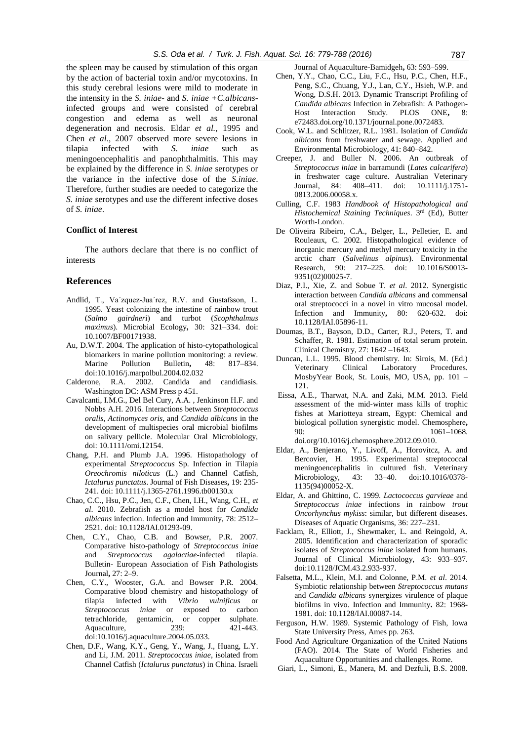the spleen may be caused by stimulation of this organ by the action of bacterial toxin and/or mycotoxins. In this study cerebral lesions were mild to moderate in the intensity in the *S. iniae*- and *S. iniae* +*C.albicans*-infected groups and were consisted of cerebral congestion and edema as well as neuronal degeneration and necrosis. Eldar *et al.*, 1995 and Chen *et al*., 2007 observed more severe lesions in tilapia infected with *S. iniae* such as meningoencephalitis and panophthalmitis. This may be explained by the difference in *S. iniae* serotypes or the variance in the infective dose of the *S.iniae*. Therefore, further studies are needed to categorize the *S. iniae* serotypes and use the different infective doses of *S. iniae*.

### Conflict of Interest

The authors declare that there is no conflict of interests

## References

Andlid, T., Va´zquez-Jua´rez, R.V. and Gustafsson, L. 1995. Yeast colonizing the intestine of rainbow trout (*Salmo gairdneri*) and turbot (*Scophthalmus maximus*). Microbial Ecology**,** 30: 321–334. doi: 10.1007/BF00171938.

Au, D.W.T. 2004. The application of histo-cytopathological biomarkers in marine pollution monitoring: a review. Marine Pollution Bulletin**,** 48: 817–834. doi:10.1016/j.marpolbul.2004.02.032

Calderone, R.A. 2002. Candida and candidiasis. Washington DC: ASM Press p 451.

Cavalcanti, I.M.G., Del Bel Cury, A.A. , Jenkinson H.F. and Nobbs A.H. 2016. Interactions between *Streptococcus oralis*, *Actinomyces oris*, and *Candida albicans* in the development of multispecies oral microbial biofilms on salivary pellicle. Molecular Oral Microbiology, doi: 10.1111/omi.12154.

Chang, P.H. and Plumb J.A. 1996. Histopathology of experimental *Streptococcus* Sp. Infection in Tilapia *Oreochromis niloticus* (L.) and Channel Catfish, *Ictalurus punctatus*. Journal of Fish Diseases**,** 19: 235-241. doi: 10.1111/j.1365-2761.1996.tb00130.x

Chao, C.C., Hsu, P.C., Jen, C.F., Chen, I.H., Wang, C.H., *et al*. 2010. Zebrafish as a model host for *Candida albicans* infection. Infection and Immunity, 78: 2512–2521. doi: 10.1128/IAI.01293-09.

Chen, C.Y., Chao, C.B. and Bowser, P.R. 2007. Comparative histo-pathology of *Streptococcus iniae* and *Streptococcus agalactiae*-infected tilapia. Bulletin- European Association of Fish Pathologists Journal**,** 27: 2–9.

Chen, C.Y., Wooster, G.A. and Bowser P.R. 2004. Comparative blood chemistry and histopathology of tilapia infected with *Vibrio vulnificus* or *Streptococcus iniae* or exposed to carbon tetrachloride, gentamicin, or copper sulphate. Aquaculture, 239: 421-443. doi:10.1016/j.aquaculture.2004.05.033.

Chen, D.F., Wang, K.Y., Geng, Y., Wang, J., Huang, L.Y. and Li, J.M. 2011. *Streptococcus iniae*, isolated from Channel Catfish (*Ictalurus punctatus*) in China. Israeli Journal of Aquaculture-Bamidgeh**,** 63: 593–599.

Chen, Y.Y., Chao, C.C., Liu, F.C., Hsu, P.C., Chen, H.F., Peng, S.C., Chuang, Y.J., Lan, C.Y., Hsieh, W.P. and Wong, D.S.H. 2013. Dynamic Transcript Profiling of *Candida albicans* Infection in Zebrafish: A Pathogen-Host Interaction Study. PLOS ONE**,** 8: e72483.doi.org/10.1371/journal.pone.0072483.

Cook, W.L. and Schlitzer, R.L. 1981. Isolation of *Candida albicans* from freshwater and sewage. Applied and Environmental Microbiology, 41: 840–842.

Creeper, J. and Buller N. 2006. An outbreak of *Streptococcus iniae* in barramundi (*Lates calcarifera*) in freshwater cage culture. Australian Veterinary Journal, 84: 408–411. doi: 10.1111/j.1751-0813.2006.00058.x.

Culling, C.F. 1983 *Handbook of Histopathological and Histochemical Staining Techniques*. 3rd (Ed), Butter Worth-London.

De Oliveira Ribeiro, C.A., Belger, L., Pelletier, E. and Rouleaux, C. 2002. Histopathological evidence of inorganic mercury and methyl mercury toxicity in the arctic charr (*Salvelinus alpinus*). Environmental Research, 90: 217–225. doi: 10.1016/S0013-9351(02)00025-7.

Diaz, P.I., Xie, Z. and Sobue T. *et al*. 2012. Synergistic interaction between *Candida albicans* and commensal oral streptococci in a novel in vitro mucosal model. Infection and Immunity**,** 80: 620-632. doi: 10.1128/IAI.05896-11.

Doumas, B.T., Bayson, D.D., Carter, R.J., Peters, T. and Schaffer, R. 1981. Estimation of total serum protein. Clinical Chemistry, 27: 1642 –1643.

Duncan, L.L. 1995. Blood chemistry. In: Sirois, M. (Ed.) Veterinary Clinical Laboratory Procedures. MosbyYear Book, St. Louis, MO, USA, pp. 101 – 121.

Eissa, A.E., Tharwat, N.A. and Zaki, M.M. 2013. Field assessment of the mid-winter mass kills of trophic fishes at Mariotteya stream, Egypt: Chemical and biological pollution synergistic model. Chemosphere**,** 90: 1061–1068. doi.org/10.1016/j.chemosphere.2012.09.010.

Eldar, A., Benjerano, Y., Livoff, A., Horovitcz, A. and Bercovier, H. 1995. Experimental streptococcal meningoencephalitis in cultured fish. Veterinary Microbiology, 43: 33–40. doi:10.1016/0378-1135(94)00052-X.

Eldar, A. and Ghittino, C. 1999. *Lactococcus garvieae* and *Streptococcus iniae* infections in rainbow *trout Oncorhynchus mykiss*: similar, but different diseases. Diseases of Aquatic Organisms, 36: 227–231.

Facklam, R., Elliott, J., Shewmaker, L. and Reingold, A. 2005. Identification and characterization of sporadic isolates of *Streptococcus iniae* isolated from humans. Journal of Clinical Microbiology, 43: 933–937. doi:10.1128/JCM.43.2.933-937.

Falsetta, M.L., Klein, M.I. and Colonne, P.M. *et al*. 2014. Symbiotic relationship between *Streptococcus mutans* and *Candida albicans* synergizes virulence of plaque biofilms in vivo. Infection and Immunity**.** 82: 1968-1981. doi: 10.1128/IAI.00087-14.

Ferguson, H.W. 1989. Systemic Pathology of Fish, Iowa State University Press, Ames pp. 263.

Food And Agriculture Organization of the United Nations (FAO). 2014. The State of World Fisheries and Aquaculture Opportunities and challenges. Rome.

Giari, L., Simoni, E., Manera, M. and Dezfuli, B.S. 2008.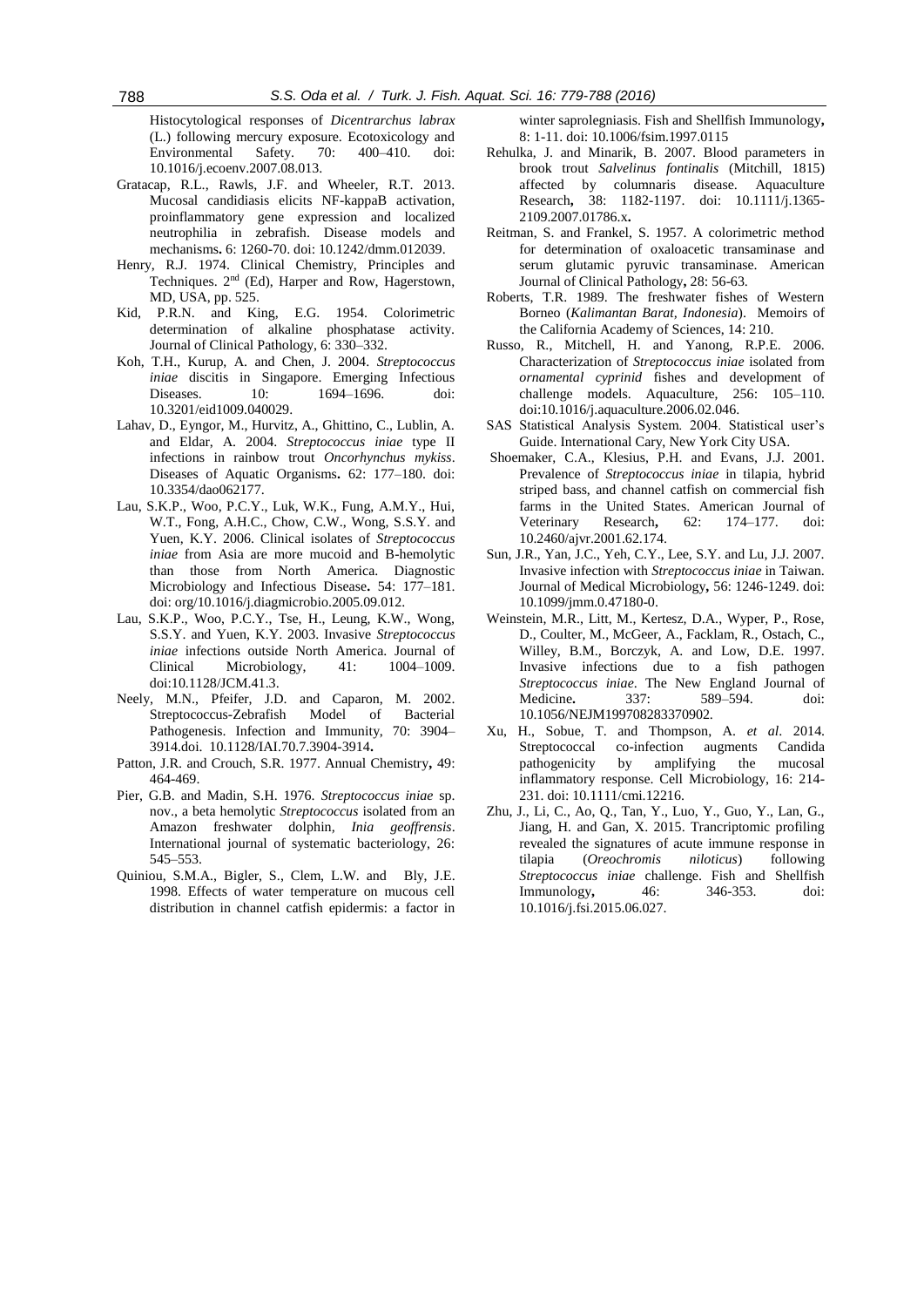Histocytological responses of *Dicentrarchus labrax* (L.) following mercury exposure. Ecotoxicology and Environmental Safety. 70: 400–410. doi: 10.1016/j.ecoenv.2007.08.013.

Gratacap, R.L., Rawls, J.F. and Wheeler, R.T. 2013. Mucosal candidiasis elicits NF-kappaB activation, proinflammatory gene expression and localized neutrophilia in zebrafish. Disease models and mechanisms**.** 6: 1260-70. doi: 10.1242/dmm.012039.

Henry, R.J. 1974. Clinical Chemistry, Principles and Techniques. 2nd (Ed), Harper and Row, Hagerstown, MD, USA, pp. 525.

Kid, P.R.N. and King, E.G. 1954. Colorimetric determination of alkaline phosphatase activity. Journal of Clinical Pathology, 6: 330–332.

Koh, T.H., Kurup, A. and Chen, J. 2004. *Streptococcus iniae* discitis in Singapore. Emerging Infectious Diseases. 10: 1694–1696. doi: 10.3201/eid1009.040029.

Lahav, D., Eyngor, M., Hurvitz, A., Ghittino, C., Lublin, A. and Eldar, A. 2004. *Streptococcus iniae* type II infections in rainbow trout *Oncorhynchus mykiss*. Diseases of Aquatic Organisms**.** 62: 177–180. doi: 10.3354/dao062177.

Lau, S.K.P., Woo, P.C.Y., Luk, W.K., Fung, A.M.Y., Hui, W.T., Fong, A.H.C., Chow, C.W., Wong, S.S.Y. and Yuen, K.Y. 2006. Clinical isolates of *Streptococcus iniae* from Asia are more mucoid and Β-hemolytic than those from North America. Diagnostic Microbiology and Infectious Disease**.** 54: 177–181. doi: org/10.1016/j.diagmicrobio.2005.09.012.

Lau, S.K.P., Woo, P.C.Y., Tse, H., Leung, K.W., Wong, S.S.Y. and Yuen, K.Y. 2003. Invasive *Streptococcus iniae* infections outside North America. Journal of Clinical Microbiology, 41: 1004–1009. doi:10.1128/JCM.41.3.

Neely, M.N., Pfeifer, J.D. and Caparon, M. 2002. Streptococcus-Zebrafish Model of Bacterial Pathogenesis. Infection and Immunity, 70: 3904–3914.doi. 10.1128/IAI.70.7.3904-3914**.**

Patton, J.R. and Crouch, S.R. 1977. Annual Chemistry**,** 49: 464-469.

Pier, G.B. and Madin, S.H. 1976. *Streptococcus iniae* sp. nov., a beta hemolytic *Streptococcus* isolated from an Amazon freshwater dolphin, *Inia geoffrensis*. International journal of systematic bacteriology, 26: 545–553.

Quiniou, S.M.A., Bigler, S., Clem, L.W. and Bly, J.E. 1998. Effects of water temperature on mucous cell distribution in channel catfish epidermis: a factor in winter saprolegniasis. Fish and Shellfish Immunology**,** 8: 1-11. doi: 10.1006/fsim.1997.0115

Rehulka, J. and Minarik, B. 2007. Blood parameters in brook trout *Salvelinus fontinalis* (Mitchill, 1815) affected by columnaris disease. Aquaculture Research**,** 38: 1182-1197. doi: 10.1111/j.1365-2109.2007.01786.x**.**

Reitman, S. and Frankel, S. 1957. A colorimetric method for determination of oxaloacetic transaminase and serum glutamic pyruvic transaminase. American Journal of Clinical Pathology**,** 28: 56-63.

Roberts, T.R. 1989. The freshwater fishes of Western Borneo (*Kalimantan Barat, Indonesia*). Memoirs of the California Academy of Sciences, 14: 210.

Russo, R., Mitchell, H. and Yanong, R.P.E. 2006. Characterization of *Streptococcus iniae* isolated from *ornamental cyprinid* fishes and development of challenge models. Aquaculture, 256: 105–110. doi:10.1016/j.aquaculture.2006.02.046.

SAS Statistical Analysis System. 2004. Statistical user's Guide. International Cary, New York City USA.

Shoemaker, C.A., Klesius, P.H. and Evans, J.J. 2001. Prevalence of *Streptococcus iniae* in tilapia, hybrid striped bass, and channel catfish on commercial fish farms in the United States. American Journal of Veterinary Research**,** 62: 174–177. doi: 10.2460/ajvr.2001.62.174.

Sun, J.R., Yan, J.C., Yeh, C.Y., Lee, S.Y. and Lu, J.J. 2007. Invasive infection with *Streptococcus iniae* in Taiwan. Journal of Medical Microbiology**,** 56: 1246-1249. doi: 10.1099/jmm.0.47180-0.

Weinstein, M.R., Litt, M., Kertesz, D.A., Wyper, P., Rose, D., Coulter, M., McGeer, A., Facklam, R., Ostach, C., Willey, B.M., Borczyk, A. and Low, D.E. 1997. Invasive infections due to a fish pathogen *Streptococcus iniae*. The New England Journal of Medicine**.** 337: 589–594. doi: 10.1056/NEJM199708283370902.

Xu, H., Sobue, T. and Thompson, A. *et al*. 2014. Streptococcal co-infection augments Candida pathogenicity by amplifying the mucosal inflammatory response. Cell Microbiology, 16: 214-231. doi: 10.1111/cmi.12216.

Zhu, J., Li, C., Ao, Q., Tan, Y., Luo, Y., Guo, Y., Lan, G., Jiang, H. and Gan, X. 2015. Trancriptomic profiling revealed the signatures of acute immune response in tilapia (*Oreochromis niloticus*) following *Streptococcus iniae* challenge. Fish and Shellfish Immunology**,** 46: 346-353. doi: 10.1016/j.fsi.2015.06.027.